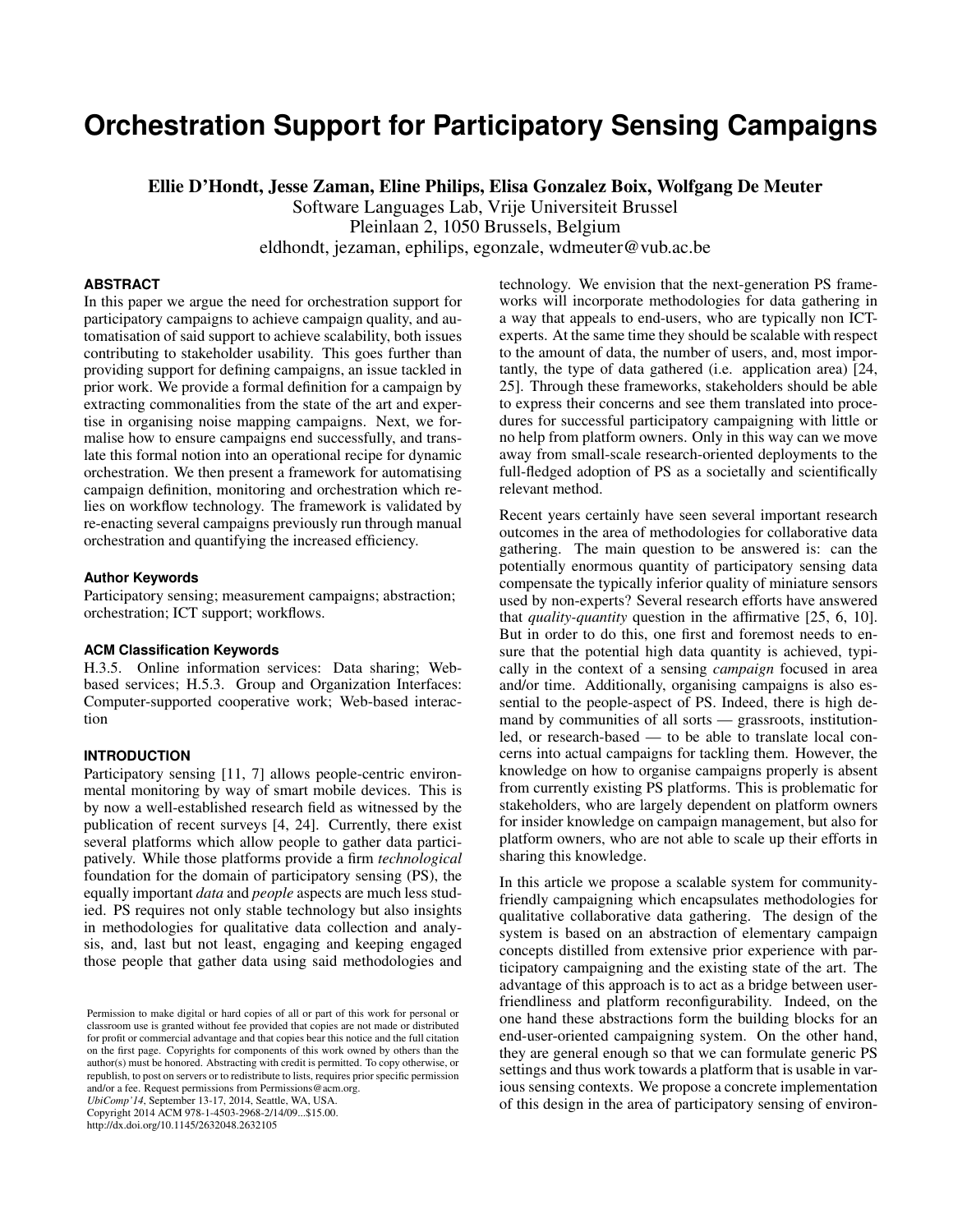# Orchestration Support for Participatory Sensing Campaigns

**Ellie D'Hondt, Jesse Zaman, Eline Philips, Elisa Gonzalez Boix, Wolfgang De Meuter**

Software Languages Lab, Vrije Universiteit Brussel
Pleinlaan 2, 1050 Brussels, Belgium
eldhondt, jezaman, ephilips, egonzale, wdmeuter@vub.ac.be

### ABSTRACT

In this paper we argue the need for orchestration support for participatory campaigns to achieve campaign quality, and automatisation of said support to achieve scalability, both issues contributing to stakeholder usability. This goes further than providing support for defining campaigns, an issue tackled in prior work. We provide a formal definition for a campaign by extracting commonalities from the state of the art and expertise in organising noise mapping campaigns. Next, we formalise how to ensure campaigns end successfully, and translate this formal notion into an operational recipe for dynamic orchestration. We then present a framework for automatising campaign definition, monitoring and orchestration which relies on workflow technology. The framework is validated by re-enacting several campaigns previously run through manual orchestration and quantifying the increased efficiency.

#### Author Keywords

Participatory sensing; measurement campaigns; abstraction; orchestration; ICT support; workflows.

#### ACM Classification Keywords

H.3.5. Online information services: Data sharing; Web-based services; H.5.3. Group and Organization Interfaces: Computer-supported cooperative work; Web-based interaction

### INTRODUCTION

Participatory sensing [11, 7] allows people-centric environmental monitoring by way of smart mobile devices. This is by now a well-established research field as witnessed by the publication of recent surveys [4, 24]. Currently, there exist several platforms which allow people to gather data participatively. While those platforms provide a firm *technological* foundation for the domain of participatory sensing (PS), the equally important *data* and *people* aspects are much less studied. PS requires not only stable technology but also insights in methodologies for qualitative data collection and analysis, and, last but not least, engaging and keeping engaged those people that gather data using said methodologies and technology. We envision that the next-generation PS frameworks will incorporate methodologies for data gathering in a way that appeals to end-users, who are typically non ICT-experts. At the same time they should be scalable with respect to the amount of data, the number of users, and, most importantly, the type of data gathered (i.e. application area) [24, 25]. Through these frameworks, stakeholders should be able to express their concerns and see them translated into procedures for successful participatory campaigning with little or no help from platform owners. Only in this way can we move away from small-scale research-oriented deployments to the full-fledged adoption of PS as a societally and scientifically relevant method.

Recent years certainly have seen several important research outcomes in the area of methodologies for collaborative data gathering. The main question to be answered is: can the potentially enormous quantity of participatory sensing data compensate the typically inferior quality of miniature sensors used by non-experts? Several research efforts have answered that *quality-quantity* question in the affirmative [25, 6, 10]. But in order to do this, one first and foremost needs to ensure that the potential high data quantity is achieved, typically in the context of a sensing *campaign* focused in area and/or time. Additionally, organising campaigns is also essential to the people-aspect of PS. Indeed, there is high demand by communities of all sorts — grassroots, institution-led, or research-based — to be able to translate local concerns into actual campaigns for tackling them. However, the knowledge on how to organise campaigns properly is absent from currently existing PS platforms. This is problematic for stakeholders, who are largely dependent on platform owners for insider knowledge on campaign management, but also for platform owners, who are not able to scale up their efforts in sharing this knowledge.

In this article we propose a scalable system for community-friendly campaigning which encapsulates methodologies for qualitative collaborative data gathering. The design of the system is based on an abstraction of elementary campaign concepts distilled from extensive prior experience with participatory campaigning and the existing state of the art. The advantage of this approach is to act as a bridge between user-friendliness and platform reconfigurability. Indeed, on the one hand these abstractions form the building blocks for an end-user-oriented campaigning system. On the other hand, they are general enough so that we can formulate generic PS settings and thus work towards a platform that is usable in various sensing contexts. We propose a concrete implementation of this design in the area of participatory sensing of environ-

Permission to make digital or hard copies of all or part of this work for personal or classroom use is granted without fee provided that copies are not made or distributed for profit or commercial advantage and that copies bear this notice and the full citation on the first page. Copyrights for components of this work owned by others than the author(s) must be honored. Abstracting with credit is permitted. To copy otherwise, or republish, to post on servers or to redistribute to lists, requires prior specific permission and/or a fee. Request permissions from Permissions@acm.org.
*UbiComp'14*, September 13-17, 2014, Seattle, WA, USA.
Copyright 2014 ACM 978-1-4503-2968-2/14/09...$15.00.
http://dx.doi.org/10.1145/2632048.2632105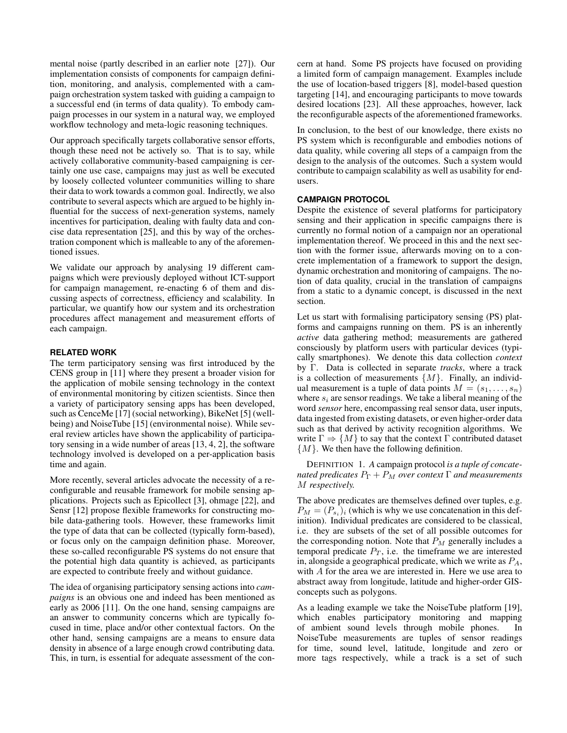mental noise (partly described in an earlier note [27]). Our implementation consists of components for campaign definition, monitoring, and analysis, complemented with a campaign orchestration system tasked with guiding a campaign to a successful end (in terms of data quality). To embody campaign processes in our system in a natural way, we employed workflow technology and meta-logic reasoning techniques.

Our approach specifically targets collaborative sensor efforts, though these need not be actively so. That is to say, while actively collaborative community-based campaigning is certainly one use case, campaigns may just as well be executed by loosely collected volunteer communities willing to share their data to work towards a common goal. Indirectly, we also contribute to several aspects which are argued to be highly influential for the success of next-generation systems, namely incentives for participation, dealing with faulty data and concise data representation [25], and this by way of the orchestration component which is malleable to any of the aforementioned issues.

We validate our approach by analysing 19 different campaigns which were previously deployed without ICT-support for campaign management, re-enacting 6 of them and discussing aspects of correctness, efficiency and scalability. In particular, we quantify how our system and its orchestration procedures affect management and measurement efforts of each campaign.

## RELATED WORK

The term participatory sensing was first introduced by the CENS group in [11] where they present a broader vision for the application of mobile sensing technology in the context of environmental monitoring by citizen scientists. Since then a variety of participatory sensing apps has been developed, such as CenceMe [17] (social networking), BikeNet [5] (wellbeing) and NoiseTube [15] (environmental noise). While several review articles have shown the applicability of participatory sensing in a wide number of areas [13, 4, 2], the software technology involved is developed on a per-application basis time and again.

More recently, several articles advocate the necessity of a reconfigurable and reusable framework for mobile sensing applications. Projects such as Epicollect [3], ohmage [22], and Sensr [12] propose flexible frameworks for constructing mobile data-gathering tools. However, these frameworks limit the type of data that can be collected (typically form-based), or focus only on the campaign definition phase. Moreover, these so-called reconfigurable PS systems do not ensure that the potential high data quantity is achieved, as participants are expected to contribute freely and without guidance.

The idea of organising participatory sensing actions into *campaigns* is an obvious one and indeed has been mentioned as early as 2006 [11]. On the one hand, sensing campaigns are an answer to community concerns which are typically focused in time, place and/or other contextual factors. On the other hand, sensing campaigns are a means to ensure data density in absence of a large enough crowd contributing data. This, in turn, is essential for adequate assessment of the concern at hand. Some PS projects have focused on providing a limited form of campaign management. Examples include the use of location-based triggers [8], model-based question targeting [14], and encouraging participants to move towards desired locations [23]. All these approaches, however, lack the reconfigurable aspects of the aforementioned frameworks.

In conclusion, to the best of our knowledge, there exists no PS system which is reconfigurable and embodies notions of data quality, while covering all steps of a campaign from the design to the analysis of the outcomes. Such a system would contribute to campaign scalability as well as usability for end-users.

## CAMPAIGN PROTOCOL

Despite the existence of several platforms for participatory sensing and their application in specific campaigns there is currently no formal notion of a campaign nor an operational implementation thereof. We proceed in this and the next section with the former issue, afterwards moving on to a concrete implementation of a framework to support the design, dynamic orchestration and monitoring of campaigns. The notion of data quality, crucial in the translation of campaigns from a static to a dynamic concept, is discussed in the next section.

Let us start with formalising participatory sensing (PS) platforms and campaigns running on them. PS is an inherently *active* data gathering method; measurements are gathered consciously by platform users with particular devices (typically smartphones). We denote this data collection *context* by $\Gamma$. Data is collected in separate *tracks*, where a track is a collection of measurements $\{M\}$. Finally, an individual measurement is a tuple of data points $M = (s_1, \ldots, s_n)$ where $s_i$ are sensor readings. We take a liberal meaning of the word *sensor* here, encompassing real sensor data, user inputs, data ingested from existing datasets, or even higher-order data such as that derived by activity recognition algorithms. We write $\Gamma \Rightarrow \{M\}$ to say that the context $\Gamma$ contributed dataset $\{M\}$. We then have the following definition.

DEFINITION 1. *A* campaign protocol *is a tuple of concatenated predicates $P_\Gamma + P_M$ over context $\Gamma$ and measurements $M$ respectively.*

The above predicates are themselves defined over tuples, e.g. $P_M = (P_{s_i})_i$ (which is why we use concatenation in this definition). Individual predicates are considered to be classical, i.e. they are subsets of the set of all possible outcomes for the corresponding notion. Note that $P_M$ generally includes a temporal predicate $P_T$, i.e. the timeframe we are interested in, alongside a geographical predicate, which we write as $P_A$, with $A$ for the area we are interested in. Here we use area to abstract away from longitude, latitude and higher-order GIS-concepts such as polygons.

As a leading example we take the NoiseTube platform [19], which enables participatory monitoring and mapping of ambient sound levels through mobile phones. In NoiseTube measurements are tuples of sensor readings for time, sound level, latitude, longitude and zero or more tags respectively, while a track is a set of such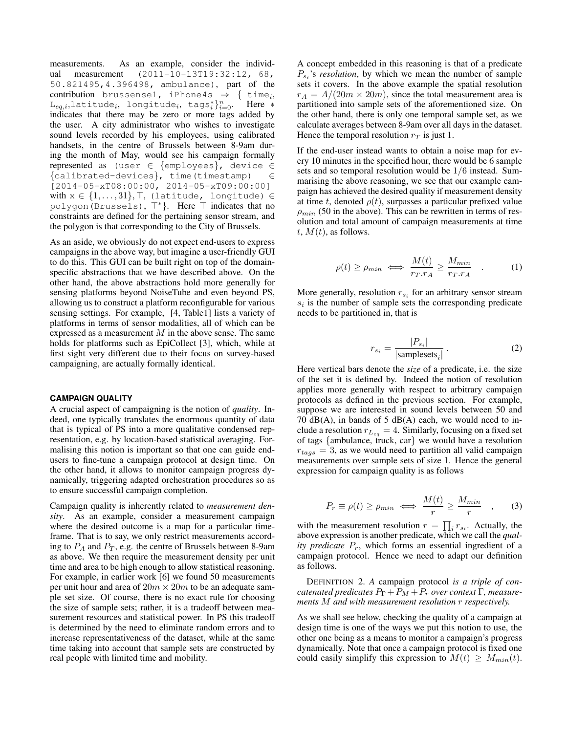measurements. As an example, consider the individual measurement `(2011-10-13T19:32:12, 68, 50.821495,4.396498, ambulance)`, part of the contribution `brussense1, iPhone4s` $\Rightarrow$ { `time`$_i$, `L`$_{eq,i}$,`latitude`$_i$, `longitude`$_i$, `tags`$_i^*$}$_{i=0}^n$. Here $*$ indicates that there may be zero or more tags added by the user. A city administrator who wishes to investigate sound levels recorded by his employees, using calibrated handsets, in the centre of Brussels between 8-9am during the month of May, would see his campaign formally represented as `(user` $\in$ {`employees`}, `device` $\in$ {`calibrated-devices`}, `time(timestamp)` $\in$ [`2014-05-xT08:00:00, 2014-05-xT09:00:00`] with `x` $\in \{1,\ldots,31\}$, $\top$, `(latitude, longitude)` $\in$ `polygon(Brussels)`, $\top^*$}. Here $\top$ indicates that no constraints are defined for the pertaining sensor stream, and the polygon is that corresponding to the City of Brussels.

As an aside, we obviously do not expect end-users to express campaigns in the above way, but imagine a user-friendly GUI to do this. This GUI can be built right on top of the domain-specific abstractions that we have described above. On the other hand, the above abstractions hold more generally for sensing platforms beyond NoiseTube and even beyond PS, allowing us to construct a platform reconfigurable for various sensing settings. For example, [4, Table1] lists a variety of platforms in terms of sensor modalities, all of which can be expressed as a measurement $M$ in the above sense. The same holds for platforms such as EpiCollect [3], which, while at first sight very different due to their focus on survey-based campaigning, are actually formally identical.

## CAMPAIGN QUALITY

A crucial aspect of campaigning is the notion of *quality*. Indeed, one typically translates the enormous quantity of data that is typical of PS into a more qualitative condensed representation, e.g. by location-based statistical averaging. Formalising this notion is important so that one can guide end-users to fine-tune a campaign protocol at design time. On the other hand, it allows to monitor campaign progress dynamically, triggering adapted orchestration procedures so as to ensure successful campaign completion.

Campaign quality is inherently related to *measurement density*. As an example, consider a measurement campaign where the desired outcome is a map for a particular timeframe. That is to say, we only restrict measurements according to $P_A$ and $P_T$, e.g. the centre of Brussels between 8-9am as above. We then require the measurement density per unit time and area to be high enough to allow statistical reasoning. For example, in earlier work [6] we found 50 measurements per unit hour and area of $20m \times 20m$ to be an adequate sample set size. Of course, there is no exact rule for choosing the size of sample sets; rather, it is a tradeoff between measurement resources and statistical power. In PS this tradeoff is determined by the need to eliminate random errors and to increase representativeness of the dataset, while at the same time taking into account that sample sets are constructed by real people with limited time and mobility.

A concept embedded in this reasoning is that of a predicate $P_{s_i}$'s *resolution*, by which we mean the number of sample sets it covers. In the above example the spatial resolution $r_A = A/(20m \times 20m)$, since the total measurement area is partitioned into sample sets of the aforementioned size. On the other hand, there is only one temporal sample set, as we calculate averages between 8-9am over all days in the dataset. Hence the temporal resolution $r_T$ is just 1.

If the end-user instead wants to obtain a noise map for every 10 minutes in the specified hour, there would be 6 sample sets and so temporal resolution would be $1/6$ instead. Summarising the above reasoning, we see that our example campaign has achieved the desired quality if measurement density at time $t$, denoted $\rho(t)$, surpasses a particular prefixed value $\rho_{min}$ (50 in the above). This can be rewritten in terms of resolution and total amount of campaign measurements at time $t$, $M(t)$, as follows.

$$\rho(t) \geq \rho_{min} \iff \frac{M(t)}{r_T.r_A} \geq \frac{M_{min}}{r_T.r_A} \quad . \tag{1}$$

More generally, resolution $r_{s_i}$ for an arbitrary sensor stream $s_i$ is the number of sample sets the corresponding predicate needs to be partitioned in, that is

$$r_{s_i} = \frac{|P_{s_i}|}{|\text{samplesets}_i|} \ . \tag{2}$$

Here vertical bars denote the *size* of a predicate, i.e. the size of the set it is defined by. Indeed the notion of resolution applies more generally with respect to arbitrary campaign protocols as defined in the previous section. For example, suppose we are interested in sound levels between 50 and 70 dB(A), in bands of 5 dB(A) each, we would need to include a resolution $r_{L_{eq}} = 4$. Similarly, focusing on a fixed set of tags {ambulance, truck, car} we would have a resolution $r_{tags} = 3$, as we would need to partition all valid campaign measurements over sample sets of size 1. Hence the general expression for campaign quality is as follows

$$P_r \equiv \rho(t) \geq \rho_{min} \iff \frac{M(t)}{r} \geq \frac{M_{min}}{r} \quad , \tag{3}$$

with the measurement resolution $r = \prod_i r_{s_i}$. Actually, the above expression is another predicate, which we call the *quality predicate* $P_r$, which forms an essential ingredient of a campaign protocol. Hence we need to adapt our definition as follows.

DEFINITION 2. *A* campaign protocol *is a triple of concatenated predicates* $P_\Gamma + P_M + P_r$ *over context* $\Gamma$*, measurements* $M$ *and with measurement resolution* $r$ *respectively.*

As we shall see below, checking the quality of a campaign at design time is one of the ways we put this notion to use, the other one being as a means to monitor a campaign's progress dynamically. Note that once a campaign protocol is fixed one could easily simplify this expression to $M(t) \geq M_{min}(t)$.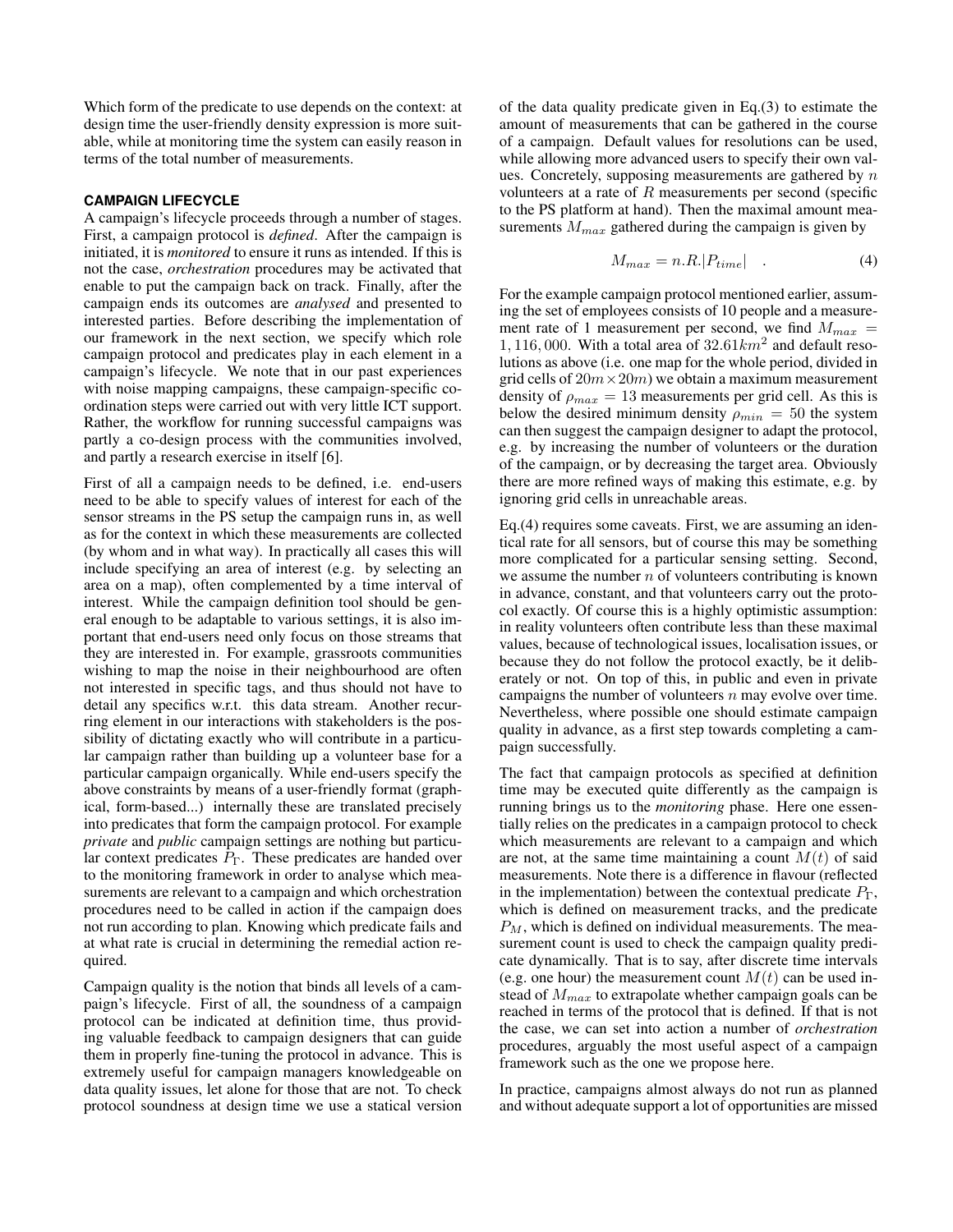Which form of the predicate to use depends on the context: at design time the user-friendly density expression is more suitable, while at monitoring time the system can easily reason in terms of the total number of measurements.

## CAMPAIGN LIFECYCLE

A campaign's lifecycle proceeds through a number of stages. First, a campaign protocol is *defined*. After the campaign is initiated, it is *monitored* to ensure it runs as intended. If this is not the case, *orchestration* procedures may be activated that enable to put the campaign back on track. Finally, after the campaign ends its outcomes are *analysed* and presented to interested parties. Before describing the implementation of our framework in the next section, we specify which role campaign protocol and predicates play in each element in a campaign's lifecycle. We note that in our past experiences with noise mapping campaigns, these campaign-specific coordination steps were carried out with very little ICT support. Rather, the workflow for running successful campaigns was partly a co-design process with the communities involved, and partly a research exercise in itself [6].

First of all a campaign needs to be defined, i.e. end-users need to be able to specify values of interest for each of the sensor streams in the PS setup the campaign runs in, as well as for the context in which these measurements are collected (by whom and in what way). In practically all cases this will include specifying an area of interest (e.g. by selecting an area on a map), often complemented by a time interval of interest. While the campaign definition tool should be general enough to be adaptable to various settings, it is also important that end-users need only focus on those streams that they are interested in. For example, grassroots communities wishing to map the noise in their neighbourhood are often not interested in specific tags, and thus should not have to detail any specifics w.r.t. this data stream. Another recurring element in our interactions with stakeholders is the possibility of dictating exactly who will contribute in a particular campaign rather than building up a volunteer base for a particular campaign organically. While end-users specify the above constraints by means of a user-friendly format (graphical, form-based...) internally these are translated precisely into predicates that form the campaign protocol. For example *private* and *public* campaign settings are nothing but particular context predicates $P_\Gamma$. These predicates are handed over to the monitoring framework in order to analyse which measurements are relevant to a campaign and which orchestration procedures need to be called in action if the campaign does not run according to plan. Knowing which predicate fails and at what rate is crucial in determining the remedial action required.

Campaign quality is the notion that binds all levels of a campaign's lifecycle. First of all, the soundness of a campaign protocol can be indicated at definition time, thus providing valuable feedback to campaign designers that can guide them in properly fine-tuning the protocol in advance. This is extremely useful for campaign managers knowledgeable on data quality issues, let alone for those that are not. To check protocol soundness at design time we use a statical version of the data quality predicate given in Eq.(3) to estimate the amount of measurements that can be gathered in the course of a campaign. Default values for resolutions can be used, while allowing more advanced users to specify their own values. Concretely, supposing measurements are gathered by $n$ volunteers at a rate of $R$ measurements per second (specific to the PS platform at hand). Then the maximal amount measurements $M_{max}$ gathered during the campaign is given by

$$M_{max} = n.R.|P_{time}| \quad . \tag{4}$$

For the example campaign protocol mentioned earlier, assuming the set of employees consists of 10 people and a measurement rate of 1 measurement per second, we find $M_{max} = 1,116,000$. With a total area of $32.61 km^2$ and default resolutions as above (i.e. one map for the whole period, divided in grid cells of $20m \times 20m$) we obtain a maximum measurement density of $\rho_{max} = 13$ measurements per grid cell. As this is below the desired minimum density $\rho_{min} = 50$ the system can then suggest the campaign designer to adapt the protocol, e.g. by increasing the number of volunteers or the duration of the campaign, or by decreasing the target area. Obviously there are more refined ways of making this estimate, e.g. by ignoring grid cells in unreachable areas.

Eq.(4) requires some caveats. First, we are assuming an identical rate for all sensors, but of course this may be something more complicated for a particular sensing setting. Second, we assume the number $n$ of volunteers contributing is known in advance, constant, and that volunteers carry out the protocol exactly. Of course this is a highly optimistic assumption: in reality volunteers often contribute less than these maximal values, because of technological issues, localisation issues, or because they do not follow the protocol exactly, be it deliberately or not. On top of this, in public and even in private campaigns the number of volunteers $n$ may evolve over time. Nevertheless, where possible one should estimate campaign quality in advance, as a first step towards completing a campaign successfully.

The fact that campaign protocols as specified at definition time may be executed quite differently as the campaign is running brings us to the *monitoring* phase. Here one essentially relies on the predicates in a campaign protocol to check which measurements are relevant to a campaign and which are not, at the same time maintaining a count $M(t)$ of said measurements. Note there is a difference in flavour (reflected in the implementation) between the contextual predicate $P_\Gamma$, which is defined on measurement tracks, and the predicate $P_M$, which is defined on individual measurements. The measurement count is used to check the campaign quality predicate dynamically. That is to say, after discrete time intervals (e.g. one hour) the measurement count $M(t)$ can be used instead of $M_{max}$ to extrapolate whether campaign goals can be reached in terms of the protocol that is defined. If that is not the case, we can set into action a number of *orchestration* procedures, arguably the most useful aspect of a campaign framework such as the one we propose here.

In practice, campaigns almost always do not run as planned and without adequate support a lot of opportunities are missed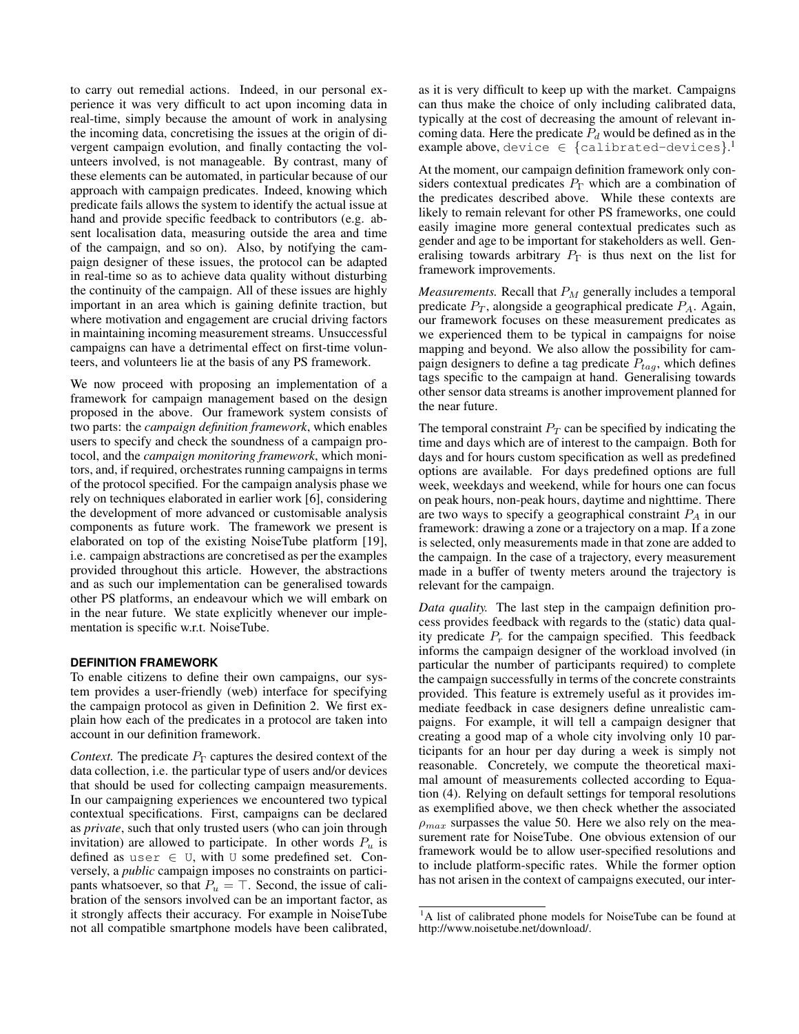to carry out remedial actions. Indeed, in our personal experience it was very difficult to act upon incoming data in real-time, simply because the amount of work in analysing the incoming data, concretising the issues at the origin of divergent campaign evolution, and finally contacting the volunteers involved, is not manageable. By contrast, many of these elements can be automated, in particular because of our approach with campaign predicates. Indeed, knowing which predicate fails allows the system to identify the actual issue at hand and provide specific feedback to contributors (e.g. absent localisation data, measuring outside the area and time of the campaign, and so on). Also, by notifying the campaign designer of these issues, the protocol can be adapted in real-time so as to achieve data quality without disturbing the continuity of the campaign. All of these issues are highly important in an area which is gaining definite traction, but where motivation and engagement are crucial driving factors in maintaining incoming measurement streams. Unsuccessful campaigns can have a detrimental effect on first-time volunteers, and volunteers lie at the basis of any PS framework.

We now proceed with proposing an implementation of a framework for campaign management based on the design proposed in the above. Our framework system consists of two parts: the *campaign definition framework*, which enables users to specify and check the soundness of a campaign protocol, and the *campaign monitoring framework*, which monitors, and, if required, orchestrates running campaigns in terms of the protocol specified. For the campaign analysis phase we rely on techniques elaborated in earlier work [6], considering the development of more advanced or customisable analysis components as future work. The framework we present is elaborated on top of the existing NoiseTube platform [19], i.e. campaign abstractions are concretised as per the examples provided throughout this article. However, the abstractions and as such our implementation can be generalised towards other PS platforms, an endeavour which we will embark on in the near future. We state explicitly whenever our implementation is specific w.r.t. NoiseTube.

## DEFINITION FRAMEWORK

To enable citizens to define their own campaigns, our system provides a user-friendly (web) interface for specifying the campaign protocol as given in Definition 2. We first explain how each of the predicates in a protocol are taken into account in our definition framework.

*Context.* The predicate $P_\Gamma$ captures the desired context of the data collection, i.e. the particular type of users and/or devices that should be used for collecting campaign measurements. In our campaigning experiences we encountered two typical contextual specifications. First, campaigns can be declared as *private*, such that only trusted users (who can join through invitation) are allowed to participate. In other words $P_u$ is defined as `user` $\in$ `U`, with `U` some predefined set. Conversely, a *public* campaign imposes no constraints on participants whatsoever, so that $P_u = \top$. Second, the issue of calibration of the sensors involved can be an important factor, as it strongly affects their accuracy. For example in NoiseTube not all compatible smartphone models have been calibrated, as it is very difficult to keep up with the market. Campaigns can thus make the choice of only including calibrated data, typically at the cost of decreasing the amount of relevant incoming data. Here the predicate $P_d$ would be defined as in the example above, `device` $\in$ {`calibrated-devices`}.[1]

At the moment, our campaign definition framework only considers contextual predicates $P_\Gamma$ which are a combination of the predicates described above. While these contexts are likely to remain relevant for other PS frameworks, one could easily imagine more general contextual predicates such as gender and age to be important for stakeholders as well. Generalising towards arbitrary $P_\Gamma$ is thus next on the list for framework improvements.

*Measurements.* Recall that $P_M$ generally includes a temporal predicate $P_T$, alongside a geographical predicate $P_A$. Again, our framework focuses on these measurement predicates as we experienced them to be typical in campaigns for noise mapping and beyond. We also allow the possibility for campaign designers to define a tag predicate $P_{tag}$, which defines tags specific to the campaign at hand. Generalising towards other sensor data streams is another improvement planned for the near future.

The temporal constraint $P_T$ can be specified by indicating the time and days which are of interest to the campaign. Both for days and for hours custom specification as well as predefined options are available. For days predefined options are full week, weekdays and weekend, while for hours one can focus on peak hours, non-peak hours, daytime and nighttime. There are two ways to specify a geographical constraint $P_A$ in our framework: drawing a zone or a trajectory on a map. If a zone is selected, only measurements made in that zone are added to the campaign. In the case of a trajectory, every measurement made in a buffer of twenty meters around the trajectory is relevant for the campaign.

*Data quality.* The last step in the campaign definition process provides feedback with regards to the (static) data quality predicate $P_r$ for the campaign specified. This feedback informs the campaign designer of the workload involved (in particular the number of participants required) to complete the campaign successfully in terms of the concrete constraints provided. This feature is extremely useful as it provides immediate feedback in case designers define unrealistic campaigns. For example, it will tell a campaign designer that creating a good map of a whole city involving only 10 participants for an hour per day during a week is simply not reasonable. Concretely, we compute the theoretical maximal amount of measurements collected according to Equation (4). Relying on default settings for temporal resolutions as exemplified above, we then check whether the associated $\rho_{max}$ surpasses the value 50. Here we also rely on the measurement rate for NoiseTube. One obvious extension of our framework would be to allow user-specified resolutions and to include platform-specific rates. While the former option has not arisen in the context of campaigns executed, our inter-

[1] A list of calibrated phone models for NoiseTube can be found at http://www.noisetube.net/download/.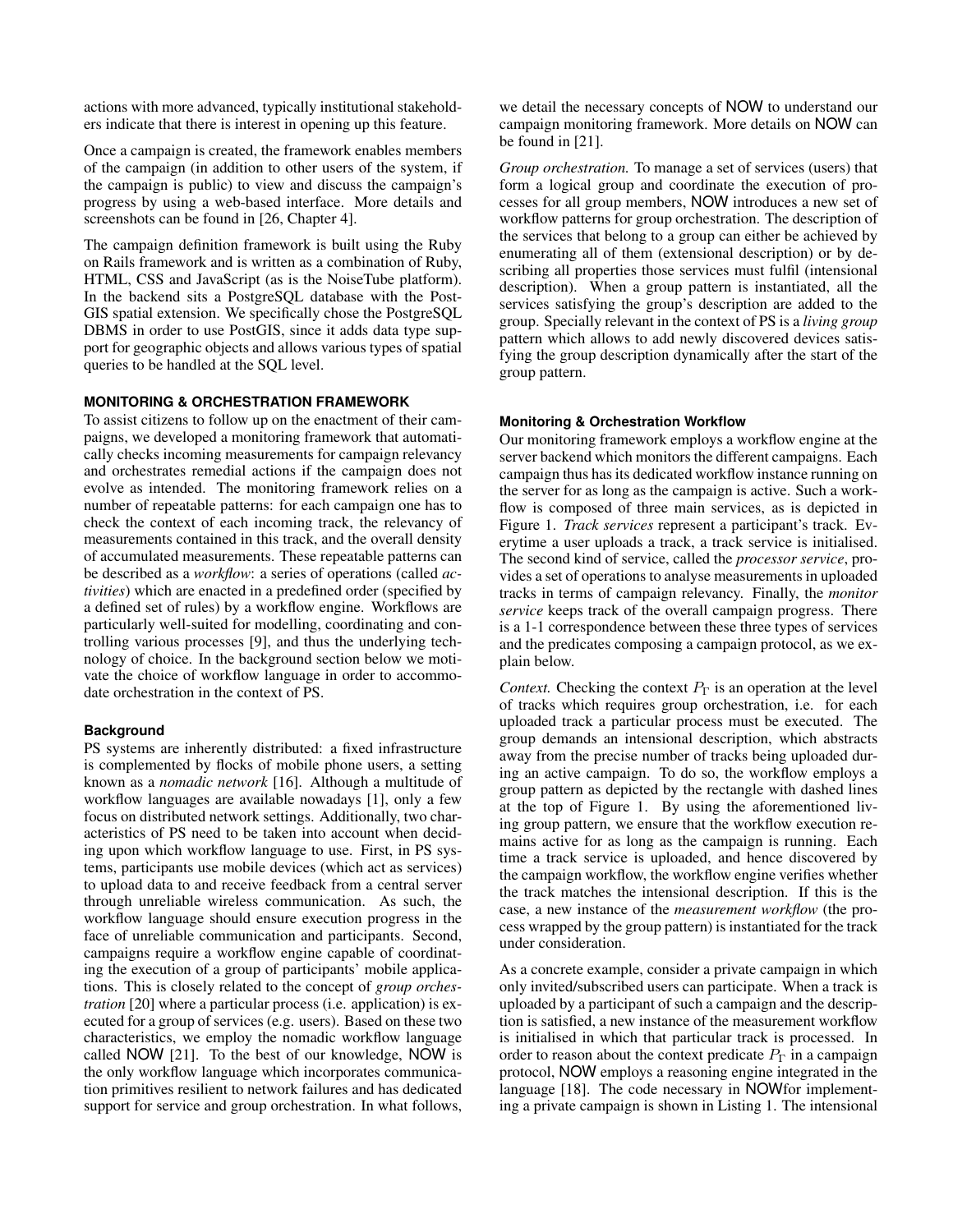actions with more advanced, typically institutional stakeholders indicate that there is interest in opening up this feature.

Once a campaign is created, the framework enables members of the campaign (in addition to other users of the system, if the campaign is public) to view and discuss the campaign's progress by using a web-based interface. More details and screenshots can be found in [26, Chapter 4].

The campaign definition framework is built using the Ruby on Rails framework and is written as a combination of Ruby, HTML, CSS and JavaScript (as is the NoiseTube platform). In the backend sits a PostgreSQL database with the PostGIS spatial extension. We specifically chose the PostgreSQL DBMS in order to use PostGIS, since it adds data type support for geographic objects and allows various types of spatial queries to be handled at the SQL level.

## MONITORING & ORCHESTRATION FRAMEWORK

To assist citizens to follow up on the enactment of their campaigns, we developed a monitoring framework that automatically checks incoming measurements for campaign relevancy and orchestrates remedial actions if the campaign does not evolve as intended. The monitoring framework relies on a number of repeatable patterns: for each campaign one has to check the context of each incoming track, the relevancy of measurements contained in this track, and the overall density of accumulated measurements. These repeatable patterns can be described as a *workflow*: a series of operations (called *activities*) which are enacted in a predefined order (specified by a defined set of rules) by a workflow engine. Workflows are particularly well-suited for modelling, coordinating and controlling various processes [9], and thus the underlying technology of choice. In the background section below we motivate the choice of workflow language in order to accommodate orchestration in the context of PS.

### Background

PS systems are inherently distributed: a fixed infrastructure is complemented by flocks of mobile phone users, a setting known as a *nomadic network* [16]. Although a multitude of workflow languages are available nowadays [1], only a few focus on distributed network settings. Additionally, two characteristics of PS need to be taken into account when deciding upon which workflow language to use. First, in PS systems, participants use mobile devices (which act as services) to upload data to and receive feedback from a central server through unreliable wireless communication. As such, the workflow language should ensure execution progress in the face of unreliable communication and participants. Second, campaigns require a workflow engine capable of coordinating the execution of a group of participants' mobile applications. This is closely related to the concept of *group orchestration* [20] where a particular process (i.e. application) is executed for a group of services (e.g. users). Based on these two characteristics, we employ the nomadic workflow language called NOW [21]. To the best of our knowledge, NOW is the only workflow language which incorporates communication primitives resilient to network failures and has dedicated support for service and group orchestration. In what follows, we detail the necessary concepts of NOW to understand our campaign monitoring framework. More details on NOW can be found in [21].

*Group orchestration.* To manage a set of services (users) that form a logical group and coordinate the execution of processes for all group members, NOW introduces a new set of workflow patterns for group orchestration. The description of the services that belong to a group can either be achieved by enumerating all of them (extensional description) or by describing all properties those services must fulfil (intensional description). When a group pattern is instantiated, all the services satisfying the group's description are added to the group. Specially relevant in the context of PS is a *living group* pattern which allows to add newly discovered devices satisfying the group description dynamically after the start of the group pattern.

### Monitoring & Orchestration Workflow

Our monitoring framework employs a workflow engine at the server backend which monitors the different campaigns. Each campaign thus has its dedicated workflow instance running on the server for as long as the campaign is active. Such a workflow is composed of three main services, as is depicted in Figure 1. *Track services* represent a participant's track. Everytime a user uploads a track, a track service is initialised. The second kind of service, called the *processor service*, provides a set of operations to analyse measurements in uploaded tracks in terms of campaign relevancy. Finally, the *monitor service* keeps track of the overall campaign progress. There is a 1-1 correspondence between these three types of services and the predicates composing a campaign protocol, as we explain below.

*Context.* Checking the context $P_\Gamma$ is an operation at the level of tracks which requires group orchestration, i.e. for each uploaded track a particular process must be executed. The group demands an intensional description, which abstracts away from the precise number of tracks being uploaded during an active campaign. To do so, the workflow employs a group pattern as depicted by the rectangle with dashed lines at the top of Figure 1. By using the aforementioned living group pattern, we ensure that the workflow execution remains active for as long as the campaign is running. Each time a track service is uploaded, and hence discovered by the campaign workflow, the workflow engine verifies whether the track matches the intensional description. If this is the case, a new instance of the *measurement workflow* (the process wrapped by the group pattern) is instantiated for the track under consideration.

As a concrete example, consider a private campaign in which only invited/subscribed users can participate. When a track is uploaded by a participant of such a campaign and the description is satisfied, a new instance of the measurement workflow is initialised in which that particular track is processed. In order to reason about the context predicate $P_\Gamma$ in a campaign protocol, NOW employs a reasoning engine integrated in the language [18]. The code necessary in NOWfor implementing a private campaign is shown in Listing 1. The intensional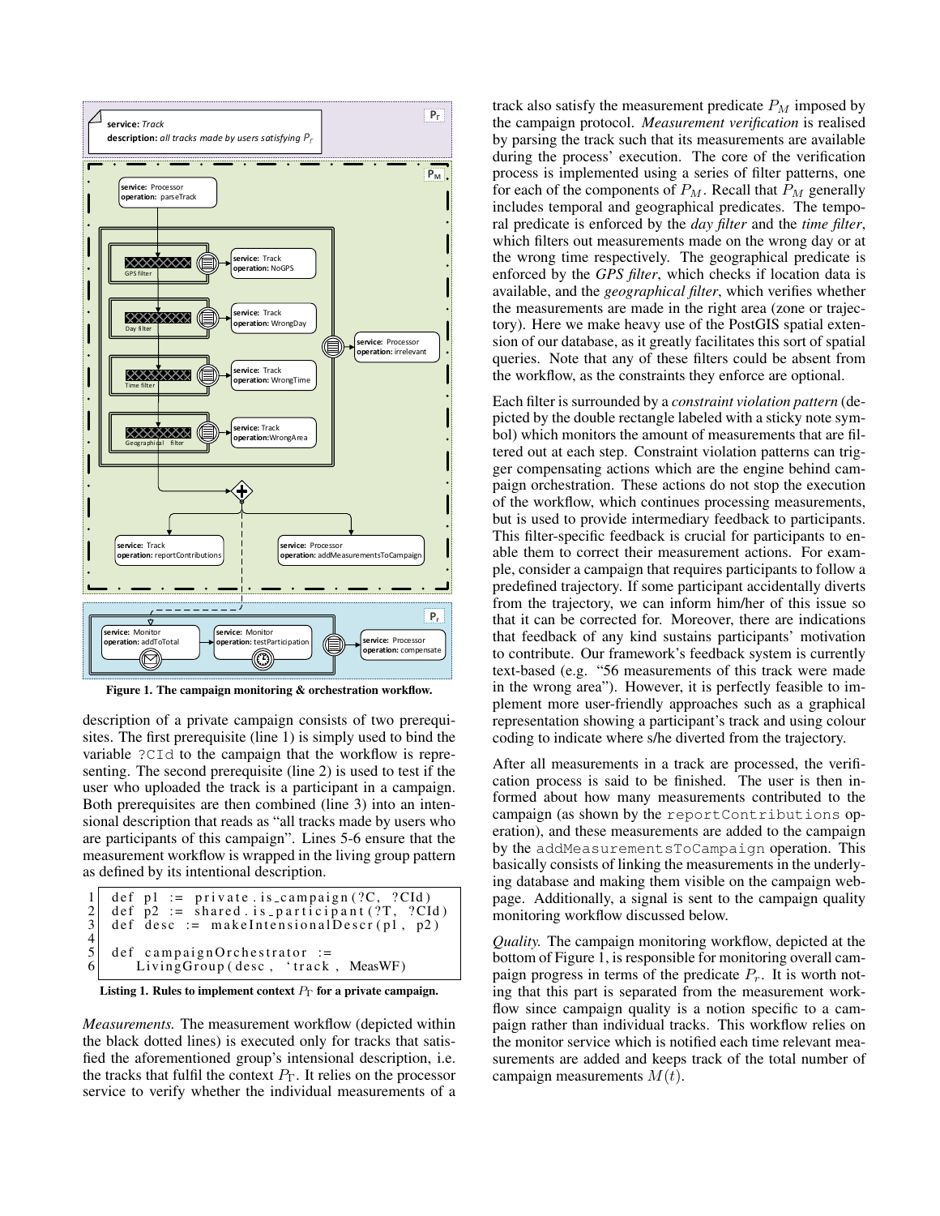service: Track
description: all tracks made by users satisfying $P_\Gamma$

$P_\Gamma$

$P_M$

service: Processor
operation: parseTrack

GPS filter

service: Track
operation: NoGPS

Day filter

service: Track
operation: WrongDay

service: Processor
operation: irrelevant

Time filter

service: Track
operation: WrongTime

Geographical filter

service: Track
operation: WrongArea

service: Track
operation: reportContributions

service: Processor
operation: addMeasurementsToCampaign

$P_r$

service: Monitor
operation: addToTotal

service: Monitor
operation: testParticipation

service: Processor
operation: compensate

**Figure 1. The campaign monitoring & orchestration workflow.**

description of a private campaign consists of two prerequisites. The first prerequisite (line 1) is simply used to bind the variable `?CId` to the campaign that the workflow is representing. The second prerequisite (line 2) is used to test if the user who uploaded the track is a participant in a campaign. Both prerequisites are then combined (line 3) into an intensional description that reads as "all tracks made by users who are participants of this campaign". Lines 5-6 ensure that the measurement workflow is wrapped in the living group pattern as defined by its intentional description.

```
1  def p1 := private.is_campaign(?C, ?CId)
2  def p2 := shared.is_participant(?T, ?CId)
3  def desc := makeIntensionalDescr(p1, p2)
4
5  def campaignOrchestrator :=
6      LivingGroup(desc, 'track, MeasWF)
```

**Listing 1. Rules to implement context $P_\Gamma$ for a private campaign.**

*Measurements.* The measurement workflow (depicted within the black dotted lines) is executed only for tracks that satisfied the aforementioned group's intensional description, i.e. the tracks that fulfil the context $P_\Gamma$. It relies on the processor service to verify whether the individual measurements of a track also satisfy the measurement predicate $P_M$ imposed by the campaign protocol. *Measurement verification* is realised by parsing the track such that its measurements are available during the process' execution. The core of the verification process is implemented using a series of filter patterns, one for each of the components of $P_M$. Recall that $P_M$ generally includes temporal and geographical predicates. The temporal predicate is enforced by the *day filter* and the *time filter*, which filters out measurements made on the wrong day or at the wrong time respectively. The geographical predicate is enforced by the *GPS filter*, which checks if location data is available, and the *geographical filter*, which verifies whether the measurements are made in the right area (zone or trajectory). Here we make heavy use of the PostGIS spatial extension of our database, as it greatly facilitates this sort of spatial queries. Note that any of these filters could be absent from the workflow, as the constraints they enforce are optional.

Each filter is surrounded by a *constraint violation pattern* (depicted by the double rectangle labeled with a sticky note symbol) which monitors the amount of measurements that are filtered out at each step. Constraint violation patterns can trigger compensating actions which are the engine behind campaign orchestration. These actions do not stop the execution of the workflow, which continues processing measurements, but is used to provide intermediary feedback to participants. This filter-specific feedback is crucial for participants to enable them to correct their measurement actions. For example, consider a campaign that requires participants to follow a predefined trajectory. If some participant accidentally diverts from the trajectory, we can inform him/her of this issue so that it can be corrected for. Moreover, there are indications that feedback of any kind sustains participants' motivation to contribute. Our framework's feedback system is currently text-based (e.g. "56 measurements of this track were made in the wrong area"). However, it is perfectly feasible to implement more user-friendly approaches such as a graphical representation showing a participant's track and using colour coding to indicate where s/he diverted from the trajectory.

After all measurements in a track are processed, the verification process is said to be finished. The user is then informed about how many measurements contributed to the campaign (as shown by the `reportContributions` operation), and these measurements are added to the campaign by the `addMeasurementsToCampaign` operation. This basically consists of linking the measurements in the underlying database and making them visible on the campaign webpage. Additionally, a signal is sent to the campaign quality monitoring workflow discussed below.

*Quality.* The campaign monitoring workflow, depicted at the bottom of Figure 1, is responsible for monitoring overall campaign progress in terms of the predicate $P_r$. It is worth noting that this part is separated from the measurement workflow since campaign quality is a notion specific to a campaign rather than individual tracks. This workflow relies on the monitor service which is notified each time relevant measurements are added and keeps track of the total number of campaign measurements $M(t)$.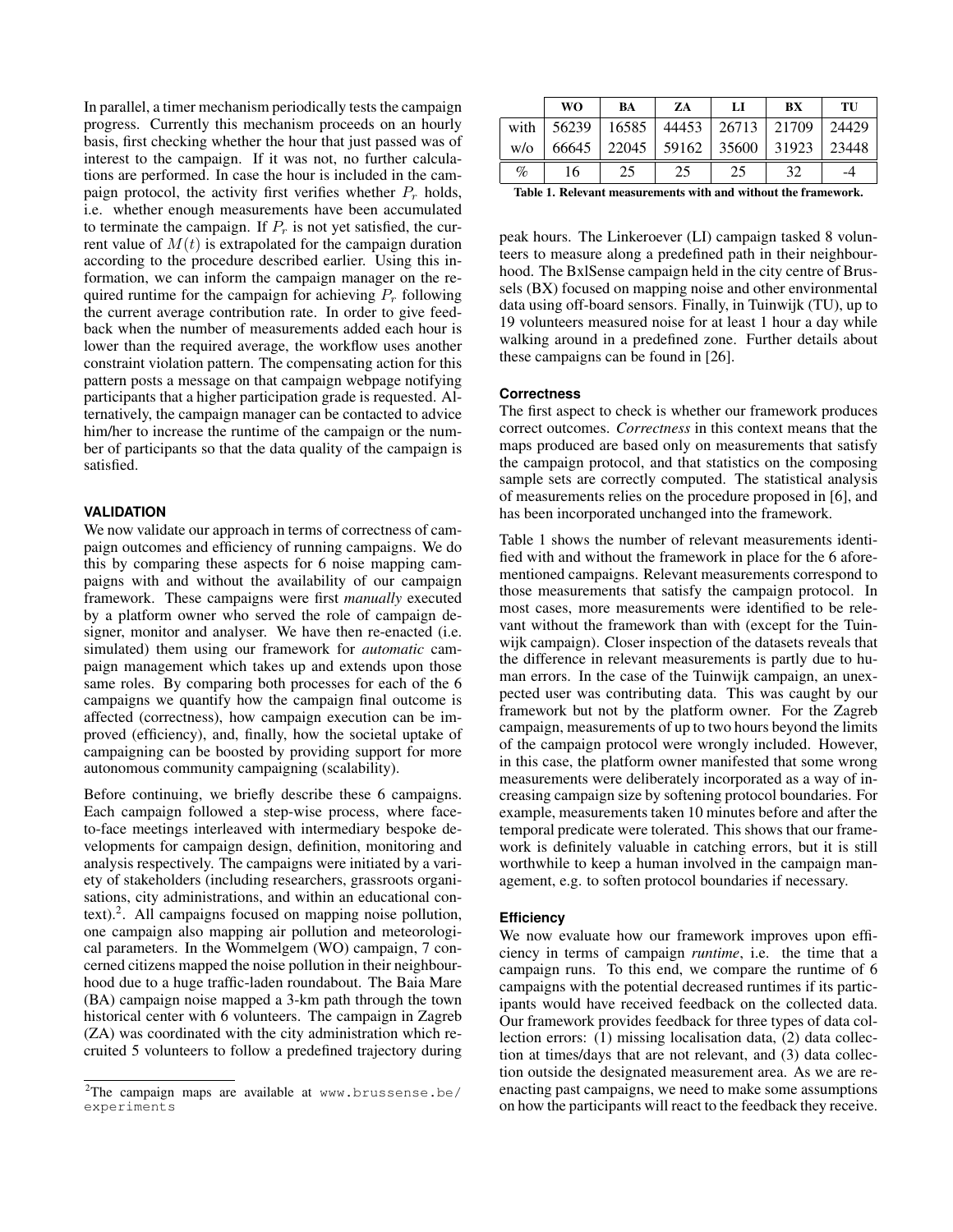In parallel, a timer mechanism periodically tests the campaign progress. Currently this mechanism proceeds on an hourly basis, first checking whether the hour that just passed was of interest to the campaign. If it was not, no further calculations are performed. In case the hour is included in the campaign protocol, the activity first verifies whether $P_r$ holds, i.e. whether enough measurements have been accumulated to terminate the campaign. If $P_r$ is not yet satisfied, the current value of $M(t)$ is extrapolated for the campaign duration according to the procedure described earlier. Using this information, we can inform the campaign manager on the required runtime for the campaign for achieving $P_r$ following the current average contribution rate. In order to give feedback when the number of measurements added each hour is lower than the required average, the workflow uses another constraint violation pattern. The compensating action for this pattern posts a message on that campaign webpage notifying participants that a higher participation grade is requested. Alternatively, the campaign manager can be contacted to advice him/her to increase the runtime of the campaign or the number of participants so that the data quality of the campaign is satisfied.

## VALIDATION

We now validate our approach in terms of correctness of campaign outcomes and efficiency of running campaigns. We do this by comparing these aspects for 6 noise mapping campaigns with and without the availability of our campaign framework. These campaigns were first *manually* executed by a platform owner who served the role of campaign designer, monitor and analyser. We have then re-enacted (i.e. simulated) them using our framework for *automatic* campaign management which takes up and extends upon those same roles. By comparing both processes for each of the 6 campaigns we quantify how the campaign final outcome is affected (correctness), how campaign execution can be improved (efficiency), and, finally, how the societal uptake of campaigning can be boosted by providing support for more autonomous community campaigning (scalability).

Before continuing, we briefly describe these 6 campaigns. Each campaign followed a step-wise process, where face-to-face meetings interleaved with intermediary bespoke developments for campaign design, definition, monitoring and analysis respectively. The campaigns were initiated by a variety of stakeholders (including researchers, grassroots organisations, city administrations, and within an educational context).[2]. All campaigns focused on mapping noise pollution, one campaign also mapping air pollution and meteorological parameters. In the Wommelgem (WO) campaign, 7 concerned citizens mapped the noise pollution in their neighbourhood due to a huge traffic-laden roundabout. The Baia Mare (BA) campaign noise mapped a 3-km path through the town historical center with 6 volunteers. The campaign in Zagreb (ZA) was coordinated with the city administration which recruited 5 volunteers to follow a predefined trajectory during peak hours. The Linkeroever (LI) campaign tasked 8 volunteers to measure along a predefined path in their neighbourhood. The BxlSense campaign held in the city centre of Brussels (BX) focused on mapping noise and other environmental data using off-board sensors. Finally, in Tuinwijk (TU), up to 19 volunteers measured noise for at least 1 hour a day while walking around in a predefined zone. Further details about these campaigns can be found in [26].

[2] The campaign maps are available at www.brussense.be/experiments

|  | WO | BA | ZA | LI | BX | TU |
|---|---|---|---|---|---|---|
| with | 56239 | 16585 | 44453 | 26713 | 21709 | 24429 |
| w/o | 66645 | 22045 | 59162 | 35600 | 31923 | 23448 |
| % | 16 | 25 | 25 | 25 | 32 | -4 |

**Table 1. Relevant measurements with and without the framework.**

### Correctness

The first aspect to check is whether our framework produces correct outcomes. *Correctness* in this context means that the maps produced are based only on measurements that satisfy the campaign protocol, and that statistics on the composing sample sets are correctly computed. The statistical analysis of measurements relies on the procedure proposed in [6], and has been incorporated unchanged into the framework.

Table 1 shows the number of relevant measurements identified with and without the framework in place for the 6 aforementioned campaigns. Relevant measurements correspond to those measurements that satisfy the campaign protocol. In most cases, more measurements were identified to be relevant without the framework than with (except for the Tuinwijk campaign). Closer inspection of the datasets reveals that the difference in relevant measurements is partly due to human errors. In the case of the Tuinwijk campaign, an unexpected user was contributing data. This was caught by our framework but not by the platform owner. For the Zagreb campaign, measurements of up to two hours beyond the limits of the campaign protocol were wrongly included. However, in this case, the platform owner manifested that some wrong measurements were deliberately incorporated as a way of increasing campaign size by softening protocol boundaries. For example, measurements taken 10 minutes before and after the temporal predicate were tolerated. This shows that our framework is definitely valuable in catching errors, but it is still worthwhile to keep a human involved in the campaign management, e.g. to soften protocol boundaries if necessary.

### Efficiency

We now evaluate how our framework improves upon efficiency in terms of campaign *runtime*, i.e. the time that a campaign runs. To this end, we compare the runtime of 6 campaigns with the potential decreased runtimes if its participants would have received feedback on the collected data. Our framework provides feedback for three types of data collection errors: (1) missing localisation data, (2) data collection at times/days that are not relevant, and (3) data collection outside the designated measurement area. As we are re-enacting past campaigns, we need to make some assumptions on how the participants will react to the feedback they receive.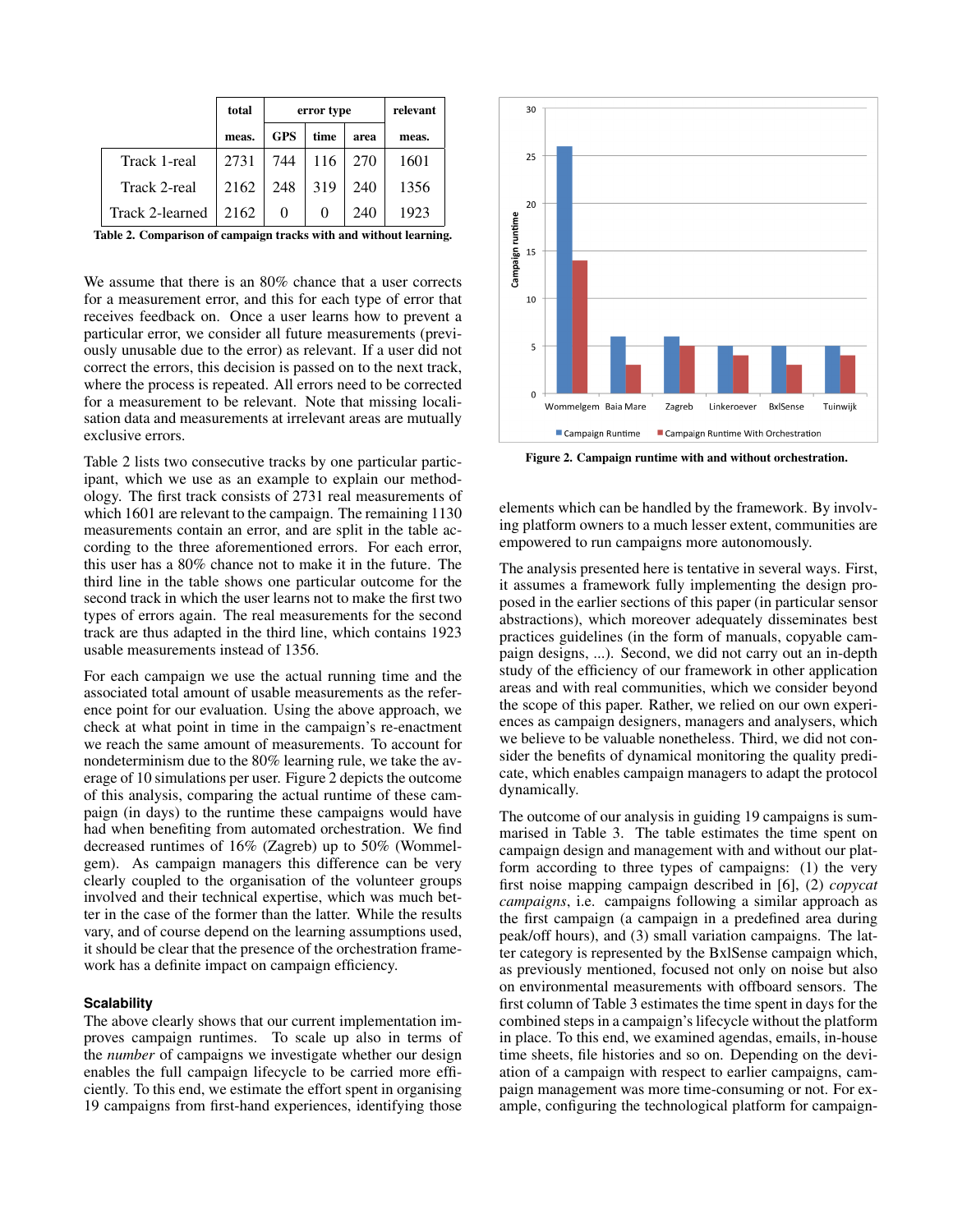| | total | error type | | | relevant |
|---|---|---|---|---|---|
| | meas. | GPS | time | area | meas. |
| Track 1-real | 2731 | 744 | 116 | 270 | 1601 |
| Track 2-real | 2162 | 248 | 319 | 240 | 1356 |
| Track 2-learned | 2162 | 0 | 0 | 240 | 1923 |

**Table 2. Comparison of campaign tracks with and without learning.**

We assume that there is an 80% chance that a user corrects for a measurement error, and this for each type of error that receives feedback on. Once a user learns how to prevent a particular error, we consider all future measurements (previously unusable due to the error) as relevant. If a user did not correct the errors, this decision is passed on to the next track, where the process is repeated. All errors need to be corrected for a measurement to be relevant. Note that missing localisation data and measurements at irrelevant areas are mutually exclusive errors.

Table 2 lists two consecutive tracks by one particular participant, which we use as an example to explain our methodology. The first track consists of 2731 real measurements of which 1601 are relevant to the campaign. The remaining 1130 measurements contain an error, and are split in the table according to the three aforementioned errors. For each error, this user has a 80% chance not to make it in the future. The third line in the table shows one particular outcome for the second track in which the user learns not to make the first two types of errors again. The real measurements for the second track are thus adapted in the third line, which contains 1923 usable measurements instead of 1356.

For each campaign we use the actual running time and the associated total amount of usable measurements as the reference point for our evaluation. Using the above approach, we check at what point in time in the campaign's re-enactment we reach the same amount of measurements. To account for nondeterminism due to the 80% learning rule, we take the average of 10 simulations per user. Figure 2 depicts the outcome of this analysis, comparing the actual runtime of these campaign (in days) to the runtime these campaigns would have had when benefiting from automated orchestration. We find decreased runtimes of 16% (Zagreb) up to 50% (Wommelgem). As campaign managers this difference can be very clearly coupled to the organisation of the volunteer groups involved and their technical expertise, which was much better in the case of the former than the latter. While the results vary, and of course depend on the learning assumptions used, it should be clear that the presence of the orchestration framework has a definite impact on campaign efficiency.

### Scalability

The above clearly shows that our current implementation improves campaign runtimes. To scale up also in terms of the *number* of campaigns we investigate whether our design enables the full campaign lifecycle to be carried more efficiently. To this end, we estimate the effort spent in organising 19 campaigns from first-hand experiences, identifying those elements which can be handled by the framework. By involving platform owners to a much lesser extent, communities are empowered to run campaigns more autonomously.

**Figure 2. Campaign runtime with and without orchestration.**

The analysis presented here is tentative in several ways. First, it assumes a framework fully implementing the design proposed in the earlier sections of this paper (in particular sensor abstractions), which moreover adequately disseminates best practices guidelines (in the form of manuals, copyable campaign designs, ...). Second, we did not carry out an in-depth study of the efficiency of our framework in other application areas and with real communities, which we consider beyond the scope of this paper. Rather, we relied on our own experiences as campaign designers, managers and analysers, which we believe to be valuable nonetheless. Third, we did not consider the benefits of dynamical monitoring the quality predicate, which enables campaign managers to adapt the protocol dynamically.

The outcome of our analysis in guiding 19 campaigns is summarised in Table 3. The table estimates the time spent on campaign design and management with and without our platform according to three types of campaigns: (1) the very first noise mapping campaign described in [6], (2) *copycat campaigns*, i.e. campaigns following a similar approach as the first campaign (a campaign in a predefined area during peak/off hours), and (3) small variation campaigns. The latter category is represented by the BxlSense campaign which, as previously mentioned, focused not only on noise but also on environmental measurements with offboard sensors. The first column of Table 3 estimates the time spent in days for the combined steps in a campaign's lifecycle without the platform in place. To this end, we examined agendas, emails, in-house time sheets, file histories and so on. Depending on the deviation of a campaign with respect to earlier campaigns, campaign management was more time-consuming or not. For example, configuring the technological platform for campaign-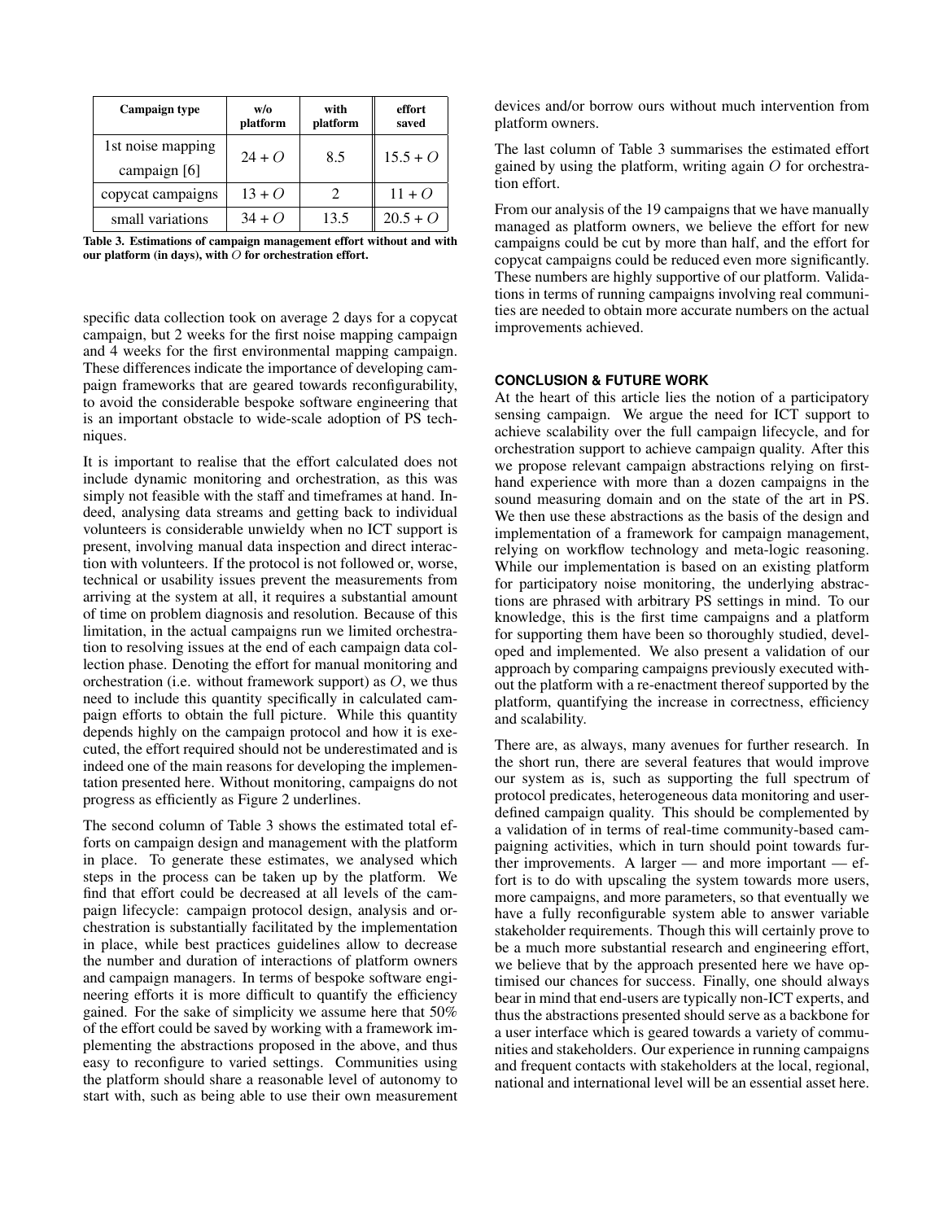| Campaign type | w/o platform | with platform | effort saved |
|---|---|---|---|
| 1st noise mapping campaign [6] | $24 + O$ | 8.5 | $15.5 + O$ |
| copycat campaigns | $13 + O$ | 2 | $11 + O$ |
| small variations | $34 + O$ | 13.5 | $20.5 + O$ |

**Table 3. Estimations of campaign management effort without and with our platform (in days), with $O$ for orchestration effort.**

specific data collection took on average 2 days for a copycat campaign, but 2 weeks for the first noise mapping campaign and 4 weeks for the first environmental mapping campaign. These differences indicate the importance of developing campaign frameworks that are geared towards reconfigurability, to avoid the considerable bespoke software engineering that is an important obstacle to wide-scale adoption of PS techniques.

It is important to realise that the effort calculated does not include dynamic monitoring and orchestration, as this was simply not feasible with the staff and timeframes at hand. Indeed, analysing data streams and getting back to individual volunteers is considerable unwieldy when no ICT support is present, involving manual data inspection and direct interaction with volunteers. If the protocol is not followed or, worse, technical or usability issues prevent the measurements from arriving at the system at all, it requires a substantial amount of time on problem diagnosis and resolution. Because of this limitation, in the actual campaigns run we limited orchestration to resolving issues at the end of each campaign data collection phase. Denoting the effort for manual monitoring and orchestration (i.e. without framework support) as $O$, we thus need to include this quantity specifically in calculated campaign efforts to obtain the full picture. While this quantity depends highly on the campaign protocol and how it is executed, the effort required should not be underestimated and is indeed one of the main reasons for developing the implementation presented here. Without monitoring, campaigns do not progress as efficiently as Figure 2 underlines.

The second column of Table 3 shows the estimated total efforts on campaign design and management with the platform in place. To generate these estimates, we analysed which steps in the process can be taken up by the platform. We find that effort could be decreased at all levels of the campaign lifecycle: campaign protocol design, analysis and orchestration is substantially facilitated by the implementation in place, while best practices guidelines allow to decrease the number and duration of interactions of platform owners and campaign managers. In terms of bespoke software engineering efforts it is more difficult to quantify the efficiency gained. For the sake of simplicity we assume here that 50% of the effort could be saved by working with a framework implementing the abstractions proposed in the above, and thus easy to reconfigure to varied settings. Communities using the platform should share a reasonable level of autonomy to start with, such as being able to use their own measurement devices and/or borrow ours without much intervention from platform owners.

The last column of Table 3 summarises the estimated effort gained by using the platform, writing again $O$ for orchestration effort.

From our analysis of the 19 campaigns that we have manually managed as platform owners, we believe the effort for new campaigns could be cut by more than half, and the effort for copycat campaigns could be reduced even more significantly. These numbers are highly supportive of our platform. Validations in terms of running campaigns involving real communities are needed to obtain more accurate numbers on the actual improvements achieved.

## CONCLUSION & FUTURE WORK

At the heart of this article lies the notion of a participatory sensing campaign. We argue the need for ICT support to achieve scalability over the full campaign lifecycle, and for orchestration support to achieve campaign quality. After this we propose relevant campaign abstractions relying on first-hand experience with more than a dozen campaigns in the sound measuring domain and on the state of the art in PS. We then use these abstractions as the basis of the design and implementation of a framework for campaign management, relying on workflow technology and meta-logic reasoning. While our implementation is based on an existing platform for participatory noise monitoring, the underlying abstractions are phrased with arbitrary PS settings in mind. To our knowledge, this is the first time campaigns and a platform for supporting them have been so thoroughly studied, developed and implemented. We also present a validation of our approach by comparing campaigns previously executed without the platform with a re-enactment thereof supported by the platform, quantifying the increase in correctness, efficiency and scalability.

There are, as always, many avenues for further research. In the short run, there are several features that would improve our system as is, such as supporting the full spectrum of protocol predicates, heterogeneous data monitoring and user-defined campaign quality. This should be complemented by a validation of in terms of real-time community-based campaigning activities, which in turn should point towards further improvements. A larger — and more important — effort is to do with upscaling the system towards more users, more campaigns, and more parameters, so that eventually we have a fully reconfigurable system able to answer variable stakeholder requirements. Though this will certainly prove to be a much more substantial research and engineering effort, we believe that by the approach presented here we have optimised our chances for success. Finally, one should always bear in mind that end-users are typically non-ICT experts, and thus the abstractions presented should serve as a backbone for a user interface which is geared towards a variety of communities and stakeholders. Our experience in running campaigns and frequent contacts with stakeholders at the local, regional, national and international level will be an essential asset here.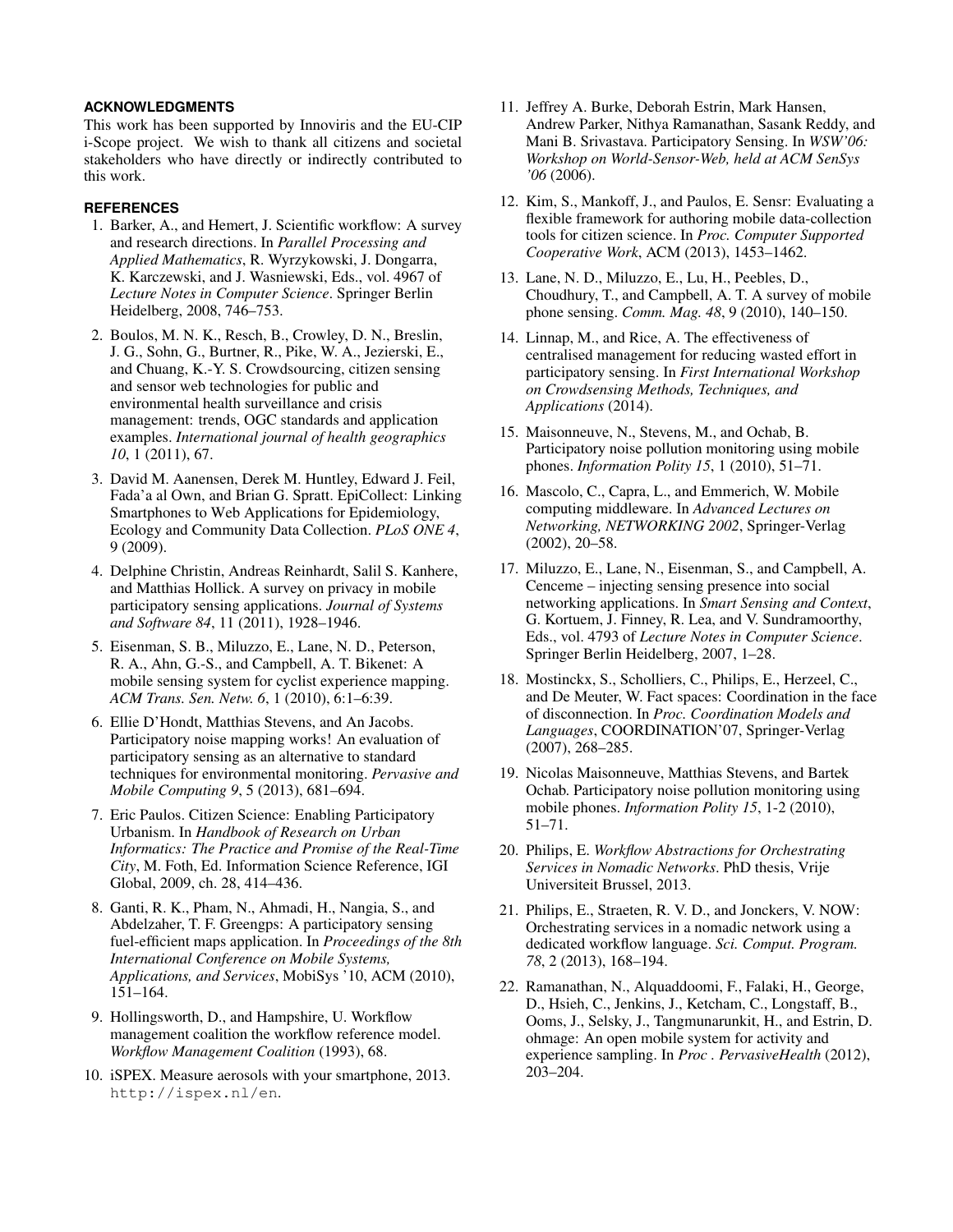## ACKNOWLEDGMENTS

This work has been supported by Innoviris and the EU-CIP i-Scope project. We wish to thank all citizens and societal stakeholders who have directly or indirectly contributed to this work.

## REFERENCES

1. Barker, A., and Hemert, J. Scientific workflow: A survey and research directions. In *Parallel Processing and Applied Mathematics*, R. Wyrzykowski, J. Dongarra, K. Karczewski, and J. Wasniewski, Eds., vol. 4967 of *Lecture Notes in Computer Science*. Springer Berlin Heidelberg, 2008, 746–753.
2. Boulos, M. N. K., Resch, B., Crowley, D. N., Breslin, J. G., Sohn, G., Burtner, R., Pike, W. A., Jezierski, E., and Chuang, K.-Y. S. Crowdsourcing, citizen sensing and sensor web technologies for public and environmental health surveillance and crisis management: trends, OGC standards and application examples. *International journal of health geographics 10*, 1 (2011), 67.
3. David M. Aanensen, Derek M. Huntley, Edward J. Feil, Fada'a al Own, and Brian G. Spratt. EpiCollect: Linking Smartphones to Web Applications for Epidemiology, Ecology and Community Data Collection. *PLoS ONE 4*, 9 (2009).
4. Delphine Christin, Andreas Reinhardt, Salil S. Kanhere, and Matthias Hollick. A survey on privacy in mobile participatory sensing applications. *Journal of Systems and Software 84*, 11 (2011), 1928–1946.
5. Eisenman, S. B., Miluzzo, E., Lane, N. D., Peterson, R. A., Ahn, G.-S., and Campbell, A. T. Bikenet: A mobile sensing system for cyclist experience mapping. *ACM Trans. Sen. Netw. 6*, 1 (2010), 6:1–6:39.
6. Ellie D'Hondt, Matthias Stevens, and An Jacobs. Participatory noise mapping works! An evaluation of participatory sensing as an alternative to standard techniques for environmental monitoring. *Pervasive and Mobile Computing 9*, 5 (2013), 681–694.
7. Eric Paulos. Citizen Science: Enabling Participatory Urbanism. In *Handbook of Research on Urban Informatics: The Practice and Promise of the Real-Time City*, M. Foth, Ed. Information Science Reference, IGI Global, 2009, ch. 28, 414–436.
8. Ganti, R. K., Pham, N., Ahmadi, H., Nangia, S., and Abdelzaher, T. F. Greengps: A participatory sensing fuel-efficient maps application. In *Proceedings of the 8th International Conference on Mobile Systems, Applications, and Services*, MobiSys '10, ACM (2010), 151–164.
9. Hollingsworth, D., and Hampshire, U. Workflow management coalition the workflow reference model. *Workflow Management Coalition* (1993), 68.
10. iSPEX. Measure aerosols with your smartphone, 2013. http://ispex.nl/en.
11. Jeffrey A. Burke, Deborah Estrin, Mark Hansen, Andrew Parker, Nithya Ramanathan, Sasank Reddy, and Mani B. Srivastava. Participatory Sensing. In *WSW'06: Workshop on World-Sensor-Web, held at ACM SenSys '06* (2006).
12. Kim, S., Mankoff, J., and Paulos, E. Sensr: Evaluating a flexible framework for authoring mobile data-collection tools for citizen science. In *Proc. Computer Supported Cooperative Work*, ACM (2013), 1453–1462.
13. Lane, N. D., Miluzzo, E., Lu, H., Peebles, D., Choudhury, T., and Campbell, A. T. A survey of mobile phone sensing. *Comm. Mag. 48*, 9 (2010), 140–150.
14. Linnap, M., and Rice, A. The effectiveness of centralised management for reducing wasted effort in participatory sensing. In *First International Workshop on Crowdsensing Methods, Techniques, and Applications* (2014).
15. Maisonneuve, N., Stevens, M., and Ochab, B. Participatory noise pollution monitoring using mobile phones. *Information Polity 15*, 1 (2010), 51–71.
16. Mascolo, C., Capra, L., and Emmerich, W. Mobile computing middleware. In *Advanced Lectures on Networking, NETWORKING 2002*, Springer-Verlag (2002), 20–58.
17. Miluzzo, E., Lane, N., Eisenman, S., and Campbell, A. Cenceme – injecting sensing presence into social networking applications. In *Smart Sensing and Context*, G. Kortuem, J. Finney, R. Lea, and V. Sundramoorthy, Eds., vol. 4793 of *Lecture Notes in Computer Science*. Springer Berlin Heidelberg, 2007, 1–28.
18. Mostinckx, S., Scholliers, C., Philips, E., Herzeel, C., and De Meuter, W. Fact spaces: Coordination in the face of disconnection. In *Proc. Coordination Models and Languages*, COORDINATION'07, Springer-Verlag (2007), 268–285.
19. Nicolas Maisonneuve, Matthias Stevens, and Bartek Ochab. Participatory noise pollution monitoring using mobile phones. *Information Polity 15*, 1-2 (2010), 51–71.
20. Philips, E. *Workflow Abstractions for Orchestrating Services in Nomadic Networks*. PhD thesis, Vrije Universiteit Brussel, 2013.
21. Philips, E., Straeten, R. V. D., and Jonckers, V. NOW: Orchestrating services in a nomadic network using a dedicated workflow language. *Sci. Comput. Program. 78*, 2 (2013), 168–194.
22. Ramanathan, N., Alquaddoomi, F., Falaki, H., George, D., Hsieh, C., Jenkins, J., Ketcham, C., Longstaff, B., Ooms, J., Selsky, J., Tangmunarunkit, H., and Estrin, D. ohmage: An open mobile system for activity and experience sampling. In *Proc . PervasiveHealth* (2012), 203–204.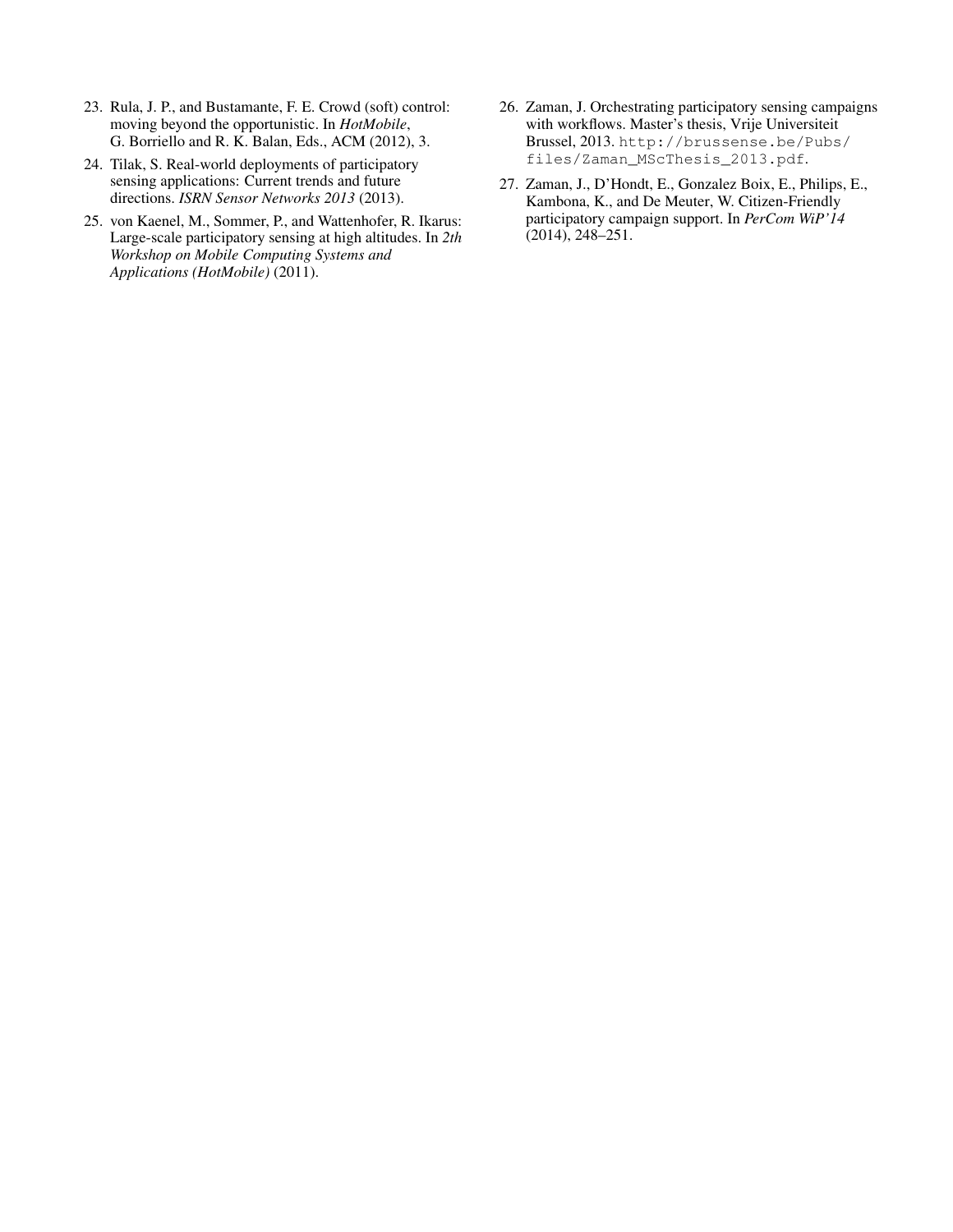23. Rula, J. P., and Bustamante, F. E. Crowd (soft) control: moving beyond the opportunistic. In *HotMobile*, G. Borriello and R. K. Balan, Eds., ACM (2012), 3.
24. Tilak, S. Real-world deployments of participatory sensing applications: Current trends and future directions. *ISRN Sensor Networks 2013* (2013).
25. von Kaenel, M., Sommer, P., and Wattenhofer, R. Ikarus: Large-scale participatory sensing at high altitudes. In *2th Workshop on Mobile Computing Systems and Applications (HotMobile)* (2011).
26. Zaman, J. Orchestrating participatory sensing campaigns with workflows. Master's thesis, Vrije Universiteit Brussel, 2013. `http://brussense.be/Pubs/files/Zaman_MScThesis_2013.pdf`.
27. Zaman, J., D'Hondt, E., Gonzalez Boix, E., Philips, E., Kambona, K., and De Meuter, W. Citizen-Friendly participatory campaign support. In *PerCom WiP'14* (2014), 248–251.